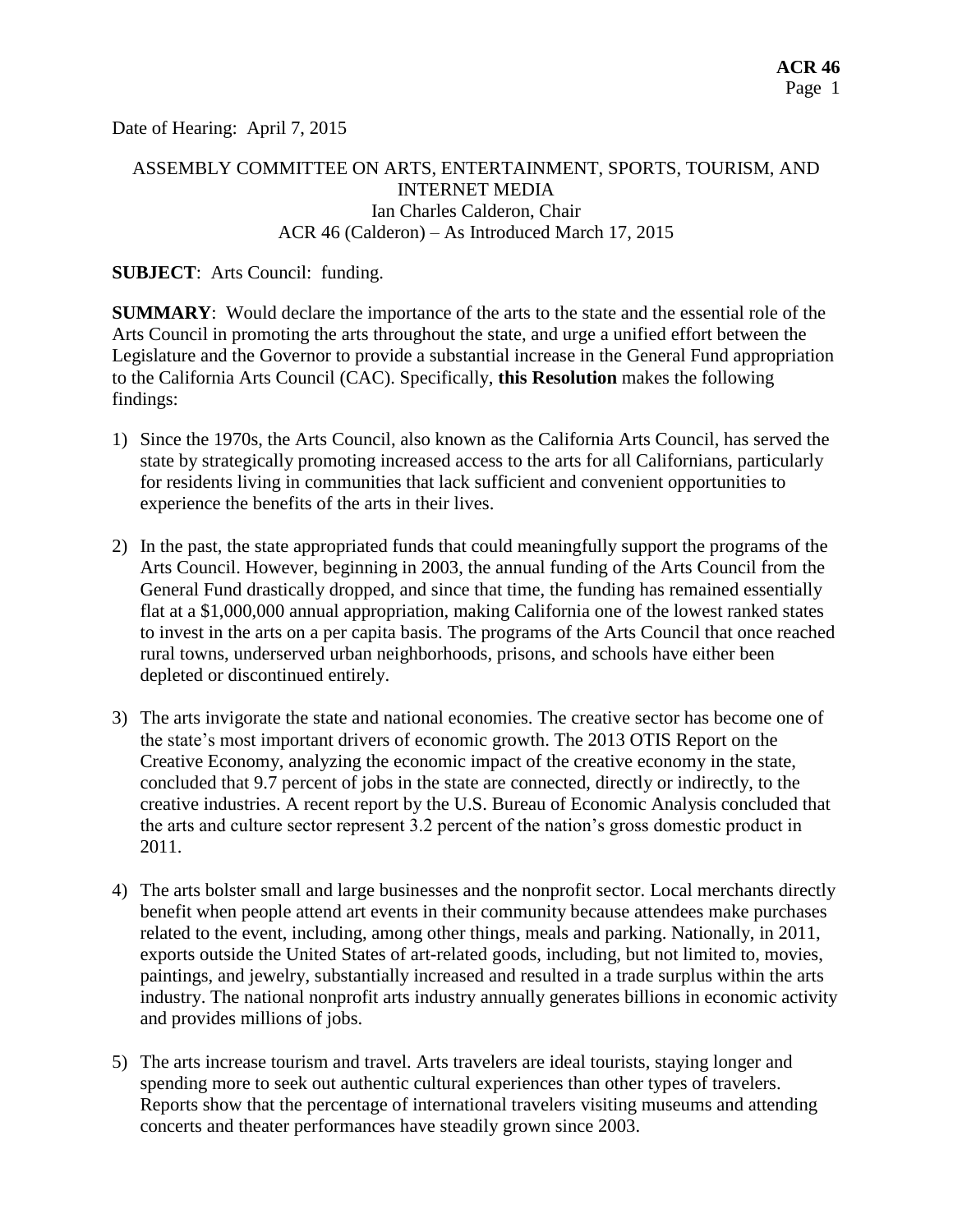Date of Hearing: April 7, 2015

ASSEMBLY COMMITTEE ON ARTS, ENTERTAINMENT, SPORTS, TOURISM, AND INTERNET MEDIA
Ian Charles Calderon, Chair
ACR 46 (Calderon) – As Introduced March 17, 2015

**SUBJECT**: Arts Council: funding.

**SUMMARY**: Would declare the importance of the arts to the state and the essential role of the Arts Council in promoting the arts throughout the state, and urge a unified effort between the Legislature and the Governor to provide a substantial increase in the General Fund appropriation to the California Arts Council (CAC). Specifically, **this Resolution** makes the following findings:

1) Since the 1970s, the Arts Council, also known as the California Arts Council, has served the state by strategically promoting increased access to the arts for all Californians, particularly for residents living in communities that lack sufficient and convenient opportunities to experience the benefits of the arts in their lives.

2) In the past, the state appropriated funds that could meaningfully support the programs of the Arts Council. However, beginning in 2003, the annual funding of the Arts Council from the General Fund drastically dropped, and since that time, the funding has remained essentially flat at a $1,000,000 annual appropriation, making California one of the lowest ranked states to invest in the arts on a per capita basis. The programs of the Arts Council that once reached rural towns, underserved urban neighborhoods, prisons, and schools have either been depleted or discontinued entirely.

3) The arts invigorate the state and national economies. The creative sector has become one of the state's most important drivers of economic growth. The 2013 OTIS Report on the Creative Economy, analyzing the economic impact of the creative economy in the state, concluded that 9.7 percent of jobs in the state are connected, directly or indirectly, to the creative industries. A recent report by the U.S. Bureau of Economic Analysis concluded that the arts and culture sector represent 3.2 percent of the nation's gross domestic product in 2011.

4) The arts bolster small and large businesses and the nonprofit sector. Local merchants directly benefit when people attend art events in their community because attendees make purchases related to the event, including, among other things, meals and parking. Nationally, in 2011, exports outside the United States of art-related goods, including, but not limited to, movies, paintings, and jewelry, substantially increased and resulted in a trade surplus within the arts industry. The national nonprofit arts industry annually generates billions in economic activity and provides millions of jobs.

5) The arts increase tourism and travel. Arts travelers are ideal tourists, staying longer and spending more to seek out authentic cultural experiences than other types of travelers. Reports show that the percentage of international travelers visiting museums and attending concerts and theater performances have steadily grown since 2003.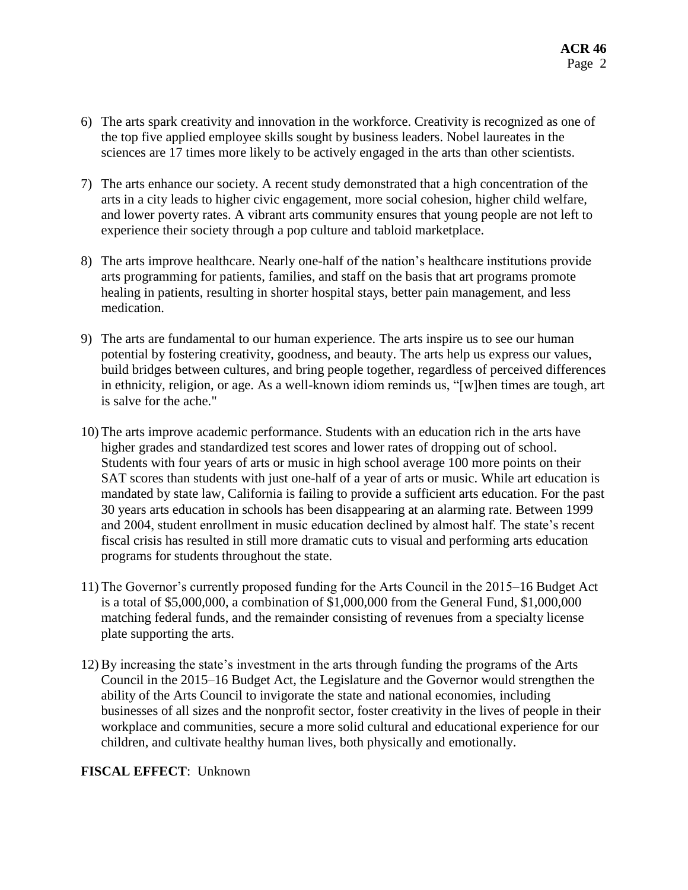6) The arts spark creativity and innovation in the workforce. Creativity is recognized as one of the top five applied employee skills sought by business leaders. Nobel laureates in the sciences are 17 times more likely to be actively engaged in the arts than other scientists.

7) The arts enhance our society. A recent study demonstrated that a high concentration of the arts in a city leads to higher civic engagement, more social cohesion, higher child welfare, and lower poverty rates. A vibrant arts community ensures that young people are not left to experience their society through a pop culture and tabloid marketplace.

8) The arts improve healthcare. Nearly one-half of the nation's healthcare institutions provide arts programming for patients, families, and staff on the basis that art programs promote healing in patients, resulting in shorter hospital stays, better pain management, and less medication.

9) The arts are fundamental to our human experience. The arts inspire us to see our human potential by fostering creativity, goodness, and beauty. The arts help us express our values, build bridges between cultures, and bring people together, regardless of perceived differences in ethnicity, religion, or age. As a well-known idiom reminds us, "[w]hen times are tough, art is salve for the ache."

10) The arts improve academic performance. Students with an education rich in the arts have higher grades and standardized test scores and lower rates of dropping out of school. Students with four years of arts or music in high school average 100 more points on their SAT scores than students with just one-half of a year of arts or music. While art education is mandated by state law, California is failing to provide a sufficient arts education. For the past 30 years arts education in schools has been disappearing at an alarming rate. Between 1999 and 2004, student enrollment in music education declined by almost half. The state's recent fiscal crisis has resulted in still more dramatic cuts to visual and performing arts education programs for students throughout the state.

11) The Governor's currently proposed funding for the Arts Council in the 2015–16 Budget Act is a total of $5,000,000, a combination of $1,000,000 from the General Fund, $1,000,000 matching federal funds, and the remainder consisting of revenues from a specialty license plate supporting the arts.

12) By increasing the state's investment in the arts through funding the programs of the Arts Council in the 2015–16 Budget Act, the Legislature and the Governor would strengthen the ability of the Arts Council to invigorate the state and national economies, including businesses of all sizes and the nonprofit sector, foster creativity in the lives of people in their workplace and communities, secure a more solid cultural and educational experience for our children, and cultivate healthy human lives, both physically and emotionally.

**FISCAL EFFECT**: Unknown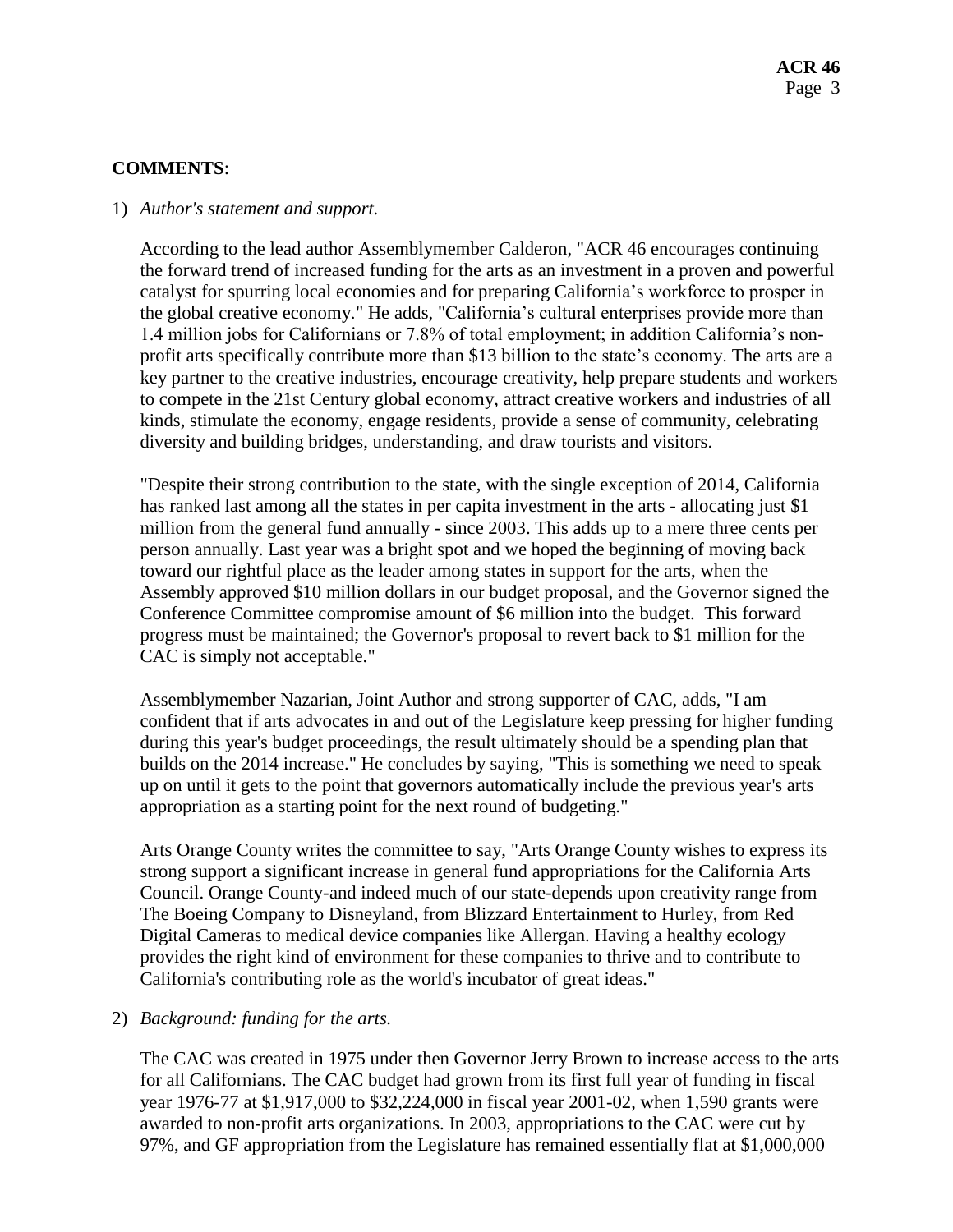**COMMENTS**:

1) *Author's statement and support.*

   According to the lead author Assemblymember Calderon, "ACR 46 encourages continuing the forward trend of increased funding for the arts as an investment in a proven and powerful catalyst for spurring local economies and for preparing California's workforce to prosper in the global creative economy." He adds, "California's cultural enterprises provide more than 1.4 million jobs for Californians or 7.8% of total employment; in addition California's non-profit arts specifically contribute more than $13 billion to the state's economy. The arts are a key partner to the creative industries, encourage creativity, help prepare students and workers to compete in the 21st Century global economy, attract creative workers and industries of all kinds, stimulate the economy, engage residents, provide a sense of community, celebrating diversity and building bridges, understanding, and draw tourists and visitors.

   "Despite their strong contribution to the state, with the single exception of 2014, California has ranked last among all the states in per capita investment in the arts - allocating just $1 million from the general fund annually - since 2003. This adds up to a mere three cents per person annually. Last year was a bright spot and we hoped the beginning of moving back toward our rightful place as the leader among states in support for the arts, when the Assembly approved $10 million dollars in our budget proposal, and the Governor signed the Conference Committee compromise amount of $6 million into the budget. This forward progress must be maintained; the Governor's proposal to revert back to $1 million for the CAC is simply not acceptable."

   Assemblymember Nazarian, Joint Author and strong supporter of CAC, adds, "I am confident that if arts advocates in and out of the Legislature keep pressing for higher funding during this year's budget proceedings, the result ultimately should be a spending plan that builds on the 2014 increase." He concludes by saying, "This is something we need to speak up on until it gets to the point that governors automatically include the previous year's arts appropriation as a starting point for the next round of budgeting."

   Arts Orange County writes the committee to say, "Arts Orange County wishes to express its strong support a significant increase in general fund appropriations for the California Arts Council. Orange County-and indeed much of our state-depends upon creativity range from The Boeing Company to Disneyland, from Blizzard Entertainment to Hurley, from Red Digital Cameras to medical device companies like Allergan. Having a healthy ecology provides the right kind of environment for these companies to thrive and to contribute to California's contributing role as the world's incubator of great ideas."

2) *Background: funding for the arts.*

   The CAC was created in 1975 under then Governor Jerry Brown to increase access to the arts for all Californians. The CAC budget had grown from its first full year of funding in fiscal year 1976-77 at $1,917,000 to $32,224,000 in fiscal year 2001-02, when 1,590 grants were awarded to non-profit arts organizations. In 2003, appropriations to the CAC were cut by 97%, and GF appropriation from the Legislature has remained essentially flat at $1,000,000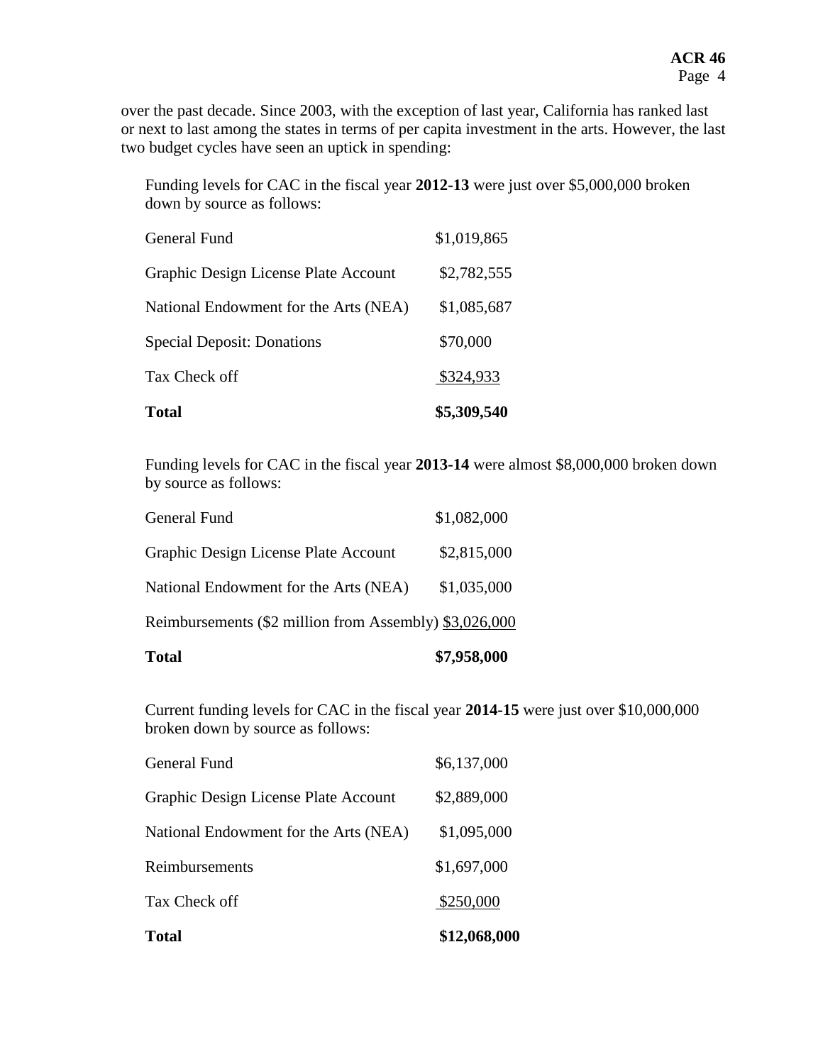over the past decade. Since 2003, with the exception of last year, California has ranked last or next to last among the states in terms of per capita investment in the arts. However, the last two budget cycles have seen an uptick in spending:

Funding levels for CAC in the fiscal year **2012-13** were just over $5,000,000 broken down by source as follows:

| | |
|---|---|
| General Fund | $1,019,865 |
| Graphic Design License Plate Account | $2,782,555 |
| National Endowment for the Arts (NEA) | $1,085,687 |
| Special Deposit: Donations | $70,000 |
| Tax Check off | $324,933 |
| **Total** | **$5,309,540** |

Funding levels for CAC in the fiscal year **2013-14** were almost $8,000,000 broken down by source as follows:

| | |
|---|---|
| General Fund | $1,082,000 |
| Graphic Design License Plate Account | $2,815,000 |
| National Endowment for the Arts (NEA) | $1,035,000 |
| Reimbursements ($2 million from Assembly) | $3,026,000 |
| **Total** | **$7,958,000** |

Current funding levels for CAC in the fiscal year **2014-15** were just over $10,000,000 broken down by source as follows:

| | |
|---|---|
| General Fund | $6,137,000 |
| Graphic Design License Plate Account | $2,889,000 |
| National Endowment for the Arts (NEA) | $1,095,000 |
| Reimbursements | $1,697,000 |
| Tax Check off | $250,000 |
| **Total** | **$12,068,000** |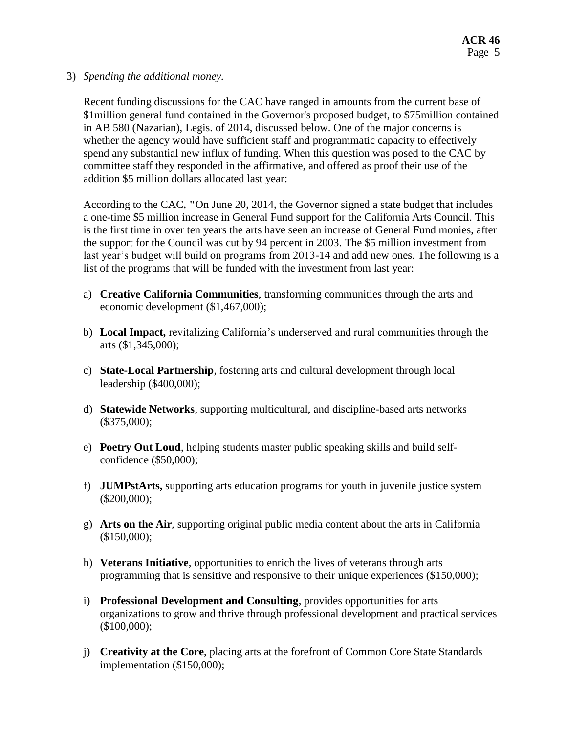3) *Spending the additional money*.

Recent funding discussions for the CAC have ranged in amounts from the current base of $1million general fund contained in the Governor's proposed budget, to $75million contained in AB 580 (Nazarian), Legis. of 2014, discussed below. One of the major concerns is whether the agency would have sufficient staff and programmatic capacity to effectively spend any substantial new influx of funding. When this question was posed to the CAC by committee staff they responded in the affirmative, and offered as proof their use of the addition $5 million dollars allocated last year:

According to the CAC, "On June 20, 2014, the Governor signed a state budget that includes a one-time $5 million increase in General Fund support for the California Arts Council. This is the first time in over ten years the arts have seen an increase of General Fund monies, after the support for the Council was cut by 94 percent in 2003. The $5 million investment from last year's budget will build on programs from 2013-14 and add new ones. The following is a list of the programs that will be funded with the investment from last year:

a) **Creative California Communities**, transforming communities through the arts and economic development ($1,467,000);

b) **Local Impact,** revitalizing California's underserved and rural communities through the arts ($1,345,000);

c) **State-Local Partnership**, fostering arts and cultural development through local leadership ($400,000);

d) **Statewide Networks**, supporting multicultural, and discipline-based arts networks ($375,000);

e) **Poetry Out Loud**, helping students master public speaking skills and build self-confidence ($50,000);

f) **JUMPstArts,** supporting arts education programs for youth in juvenile justice system ($200,000);

g) **Arts on the Air**, supporting original public media content about the arts in California ($150,000);

h) **Veterans Initiative**, opportunities to enrich the lives of veterans through arts programming that is sensitive and responsive to their unique experiences ($150,000);

i) **Professional Development and Consulting**, provides opportunities for arts organizations to grow and thrive through professional development and practical services ($100,000);

j) **Creativity at the Core**, placing arts at the forefront of Common Core State Standards implementation ($150,000);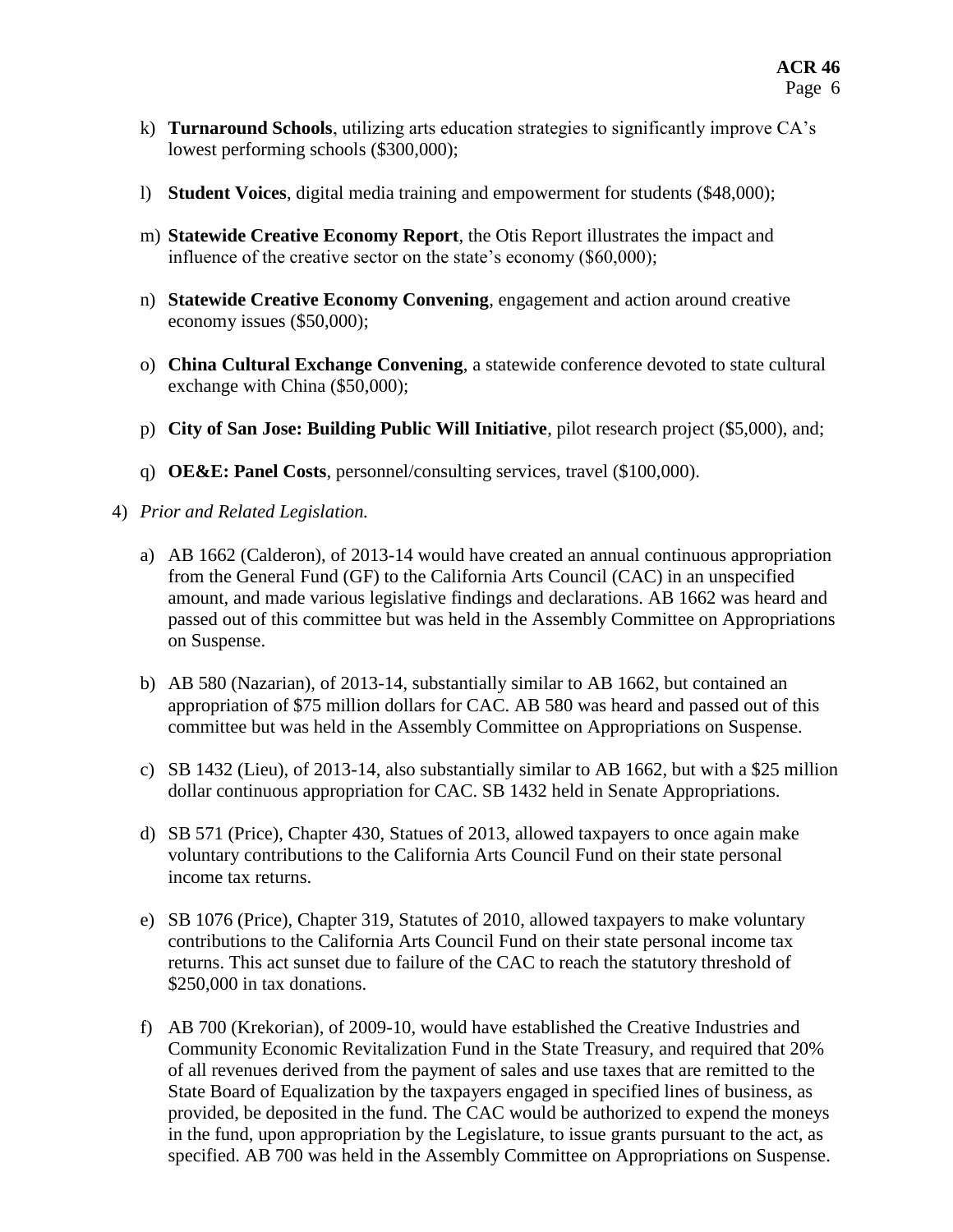k) **Turnaround Schools**, utilizing arts education strategies to significantly improve CA's lowest performing schools ($300,000);

l) **Student Voices**, digital media training and empowerment for students ($48,000);

m) **Statewide Creative Economy Report**, the Otis Report illustrates the impact and influence of the creative sector on the state's economy ($60,000);

n) **Statewide Creative Economy Convening**, engagement and action around creative economy issues ($50,000);

o) **China Cultural Exchange Convening**, a statewide conference devoted to state cultural exchange with China ($50,000);

p) **City of San Jose: Building Public Will Initiative**, pilot research project ($5,000), and;

q) **OE&E: Panel Costs**, personnel/consulting services, travel ($100,000).

4) *Prior and Related Legislation.*

a) AB 1662 (Calderon), of 2013-14 would have created an annual continuous appropriation from the General Fund (GF) to the California Arts Council (CAC) in an unspecified amount, and made various legislative findings and declarations. AB 1662 was heard and passed out of this committee but was held in the Assembly Committee on Appropriations on Suspense.

b) AB 580 (Nazarian), of 2013-14, substantially similar to AB 1662, but contained an appropriation of $75 million dollars for CAC. AB 580 was heard and passed out of this committee but was held in the Assembly Committee on Appropriations on Suspense.

c) SB 1432 (Lieu), of 2013-14, also substantially similar to AB 1662, but with a $25 million dollar continuous appropriation for CAC. SB 1432 held in Senate Appropriations.

d) SB 571 (Price), Chapter 430, Statues of 2013, allowed taxpayers to once again make voluntary contributions to the California Arts Council Fund on their state personal income tax returns.

e) SB 1076 (Price), Chapter 319, Statutes of 2010, allowed taxpayers to make voluntary contributions to the California Arts Council Fund on their state personal income tax returns. This act sunset due to failure of the CAC to reach the statutory threshold of $250,000 in tax donations.

f) AB 700 (Krekorian), of 2009-10, would have established the Creative Industries and Community Economic Revitalization Fund in the State Treasury, and required that 20% of all revenues derived from the payment of sales and use taxes that are remitted to the State Board of Equalization by the taxpayers engaged in specified lines of business, as provided, be deposited in the fund. The CAC would be authorized to expend the moneys in the fund, upon appropriation by the Legislature, to issue grants pursuant to the act, as specified. AB 700 was held in the Assembly Committee on Appropriations on Suspense.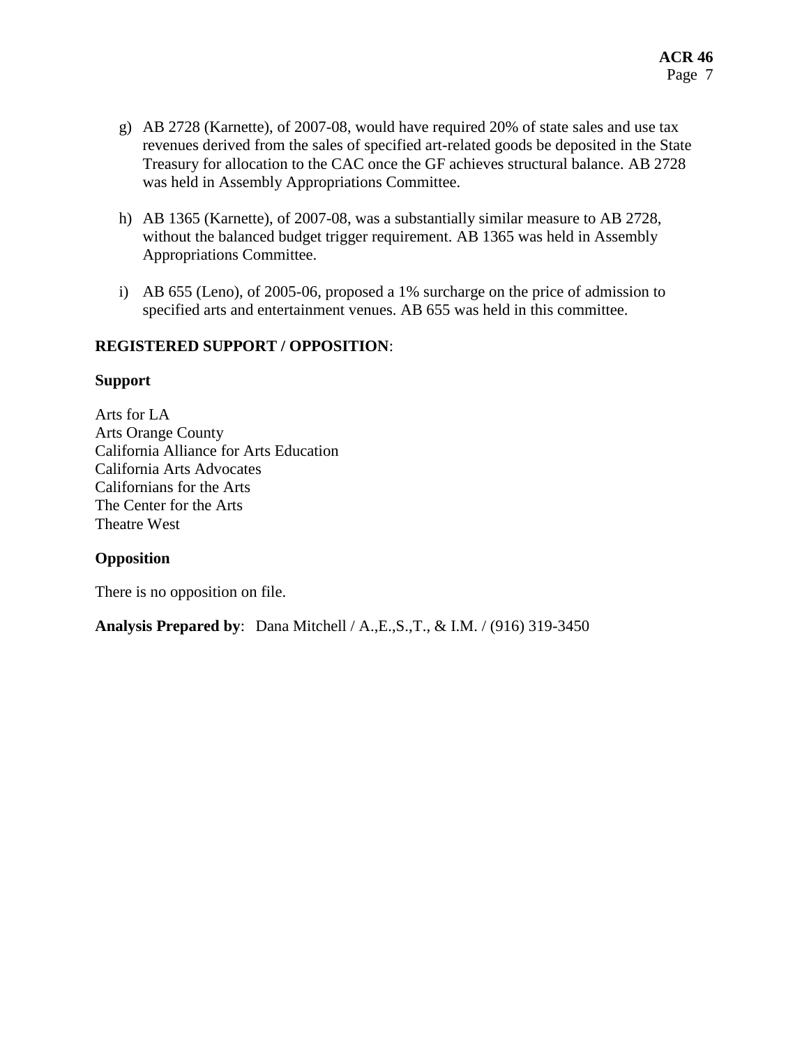g) AB 2728 (Karnette), of 2007-08, would have required 20% of state sales and use tax revenues derived from the sales of specified art-related goods be deposited in the State Treasury for allocation to the CAC once the GF achieves structural balance. AB 2728 was held in Assembly Appropriations Committee.

h) AB 1365 (Karnette), of 2007-08, was a substantially similar measure to AB 2728, without the balanced budget trigger requirement. AB 1365 was held in Assembly Appropriations Committee.

i) AB 655 (Leno), of 2005-06, proposed a 1% surcharge on the price of admission to specified arts and entertainment venues. AB 655 was held in this committee.

**REGISTERED SUPPORT / OPPOSITION**:

**Support**

Arts for LA
Arts Orange County
California Alliance for Arts Education
California Arts Advocates
Californians for the Arts
The Center for the Arts
Theatre West

**Opposition**

There is no opposition on file.

**Analysis Prepared by**: Dana Mitchell / A.,E.,S.,T., & I.M. / (916) 319-3450